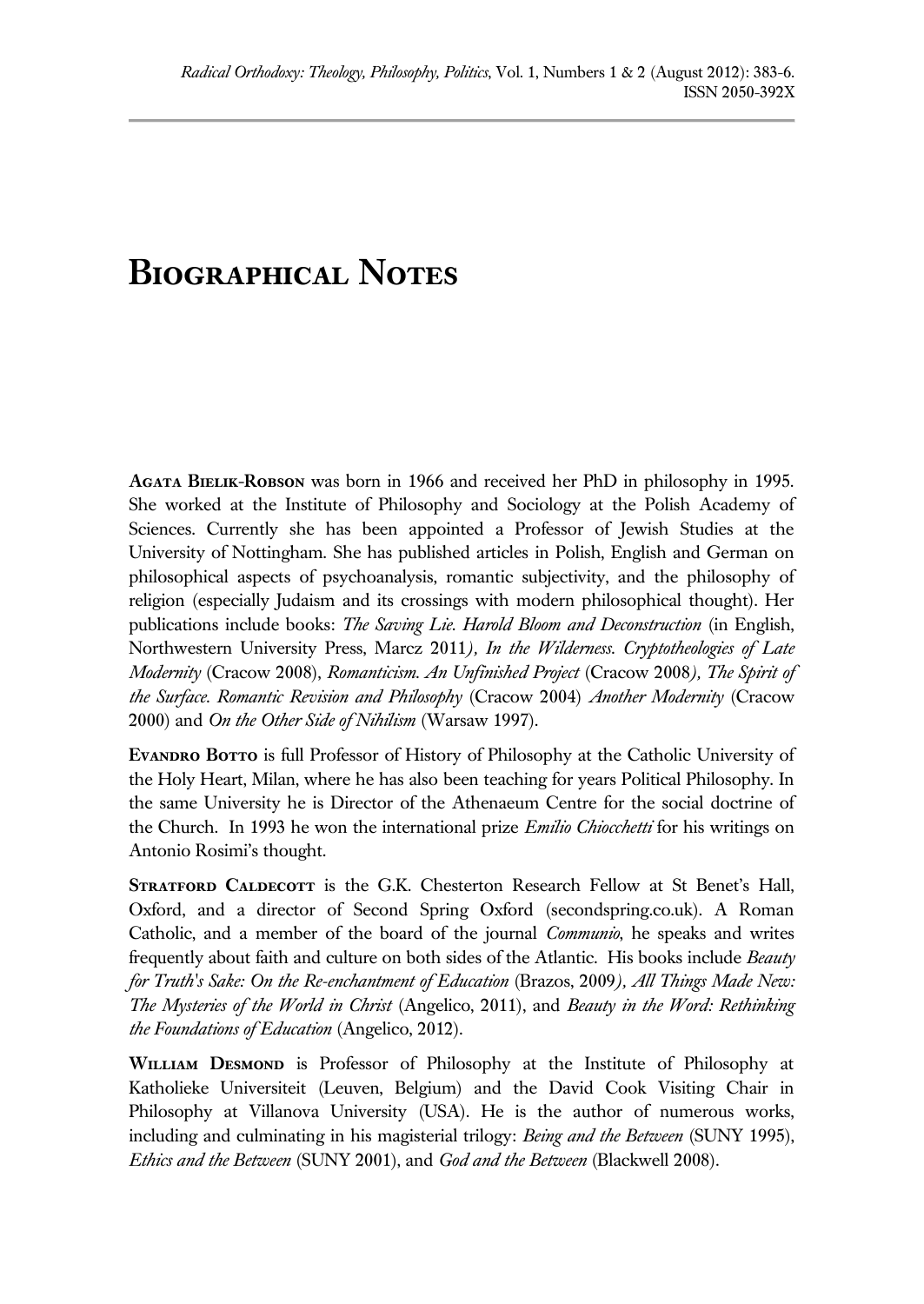# Biographical Notes

**Agata Bielik-Robson** was born in 1966 and received her PhD in philosophy in 1995. She worked at the Institute of Philosophy and Sociology at the Polish Academy of Sciences. Currently she has been appointed a Professor of Jewish Studies at the University of Nottingham. She has published articles in Polish, English and German on philosophical aspects of psychoanalysis, romantic subjectivity, and the philosophy of religion (especially Judaism and its crossings with modern philosophical thought). Her publications include books: *The Saving Lie. Harold Bloom and Deconstruction* (in English, Northwestern University Press, Marcz 2011*), In the Wilderness. Cryptotheologies of Late Modernity* (Cracow 2008), *Romanticism. An Unfinished Project* (Cracow 2008*), The Spirit of the Surface. Romantic Revision and Philosophy* (Cracow 2004) *Another Modernity* (Cracow 2000) and *On the Other Side of Nihilism* (Warsaw 1997).

**Evandro Botto** is full Professor of History of Philosophy at the Catholic University of the Holy Heart, Milan, where he has also been teaching for years Political Philosophy. In the same University he is Director of the Athenaeum Centre for the social doctrine of the Church. In 1993 he won the international prize *Emilio Chiocchetti* for his writings on Antonio Rosimi's thought.

**Stratford Caldecott** is the G.K. Chesterton Research Fellow at St Benet's Hall, Oxford, and a director of Second Spring Oxford (secondspring.co.uk). A Roman Catholic, and a member of the board of the journal *Communio*, he speaks and writes frequently about faith and culture on both sides of the Atlantic. His books include *Beauty for Truth's Sake: On the Re-enchantment of Education* (Brazos, 2009*), All Things Made New: The Mysteries of the World in Christ* (Angelico, 2011), and *Beauty in the Word: Rethinking the Foundations of Education* (Angelico, 2012).

**William Desmond** is Professor of Philosophy at the Institute of Philosophy at Katholieke Universiteit (Leuven, Belgium) and the David Cook Visiting Chair in Philosophy at Villanova University (USA). He is the author of numerous works, including and culminating in his magisterial trilogy: *Being and the Between* (SUNY 1995), *Ethics and the Between* (SUNY 2001), and *God and the Between* (Blackwell 2008).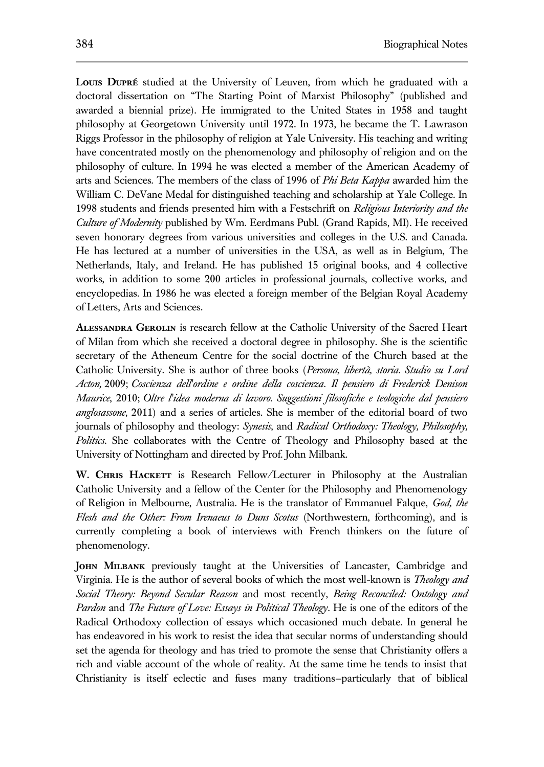**Louis Dupré** studied at the University of Leuven, from which he graduated with a doctoral dissertation on "The Starting Point of Marxist Philosophy" (published and awarded a biennial prize). He immigrated to the United States in 1958 and taught philosophy at Georgetown University until 1972. In 1973, he became the T. Lawrason Riggs Professor in the philosophy of religion at Yale University. His teaching and writing have concentrated mostly on the phenomenology and philosophy of religion and on the philosophy of culture. In 1994 he was elected a member of the American Academy of arts and Sciences. The members of the class of 1996 of *Phi Beta Kappa* awarded him the William C. DeVane Medal for distinguished teaching and scholarship at Yale College. In 1998 students and friends presented him with a Festschrift on *Religious Interiority and the Culture of Modernity* published by Wm. Eerdmans Publ. (Grand Rapids, MI). He received seven honorary degrees from various universities and colleges in the U.S. and Canada. He has lectured at a number of universities in the USA, as well as in Belgium, The Netherlands, Italy, and Ireland. He has published 15 original books, and 4 collective works, in addition to some 200 articles in professional journals, collective works, and encyclopedias. In 1986 he was elected a foreign member of the Belgian Royal Academy of Letters, Arts and Sciences.

**Alessandra Gerolin** is research fellow at the Catholic University of the Sacred Heart of Milan from which she received a doctoral degree in philosophy. She is the scientific secretary of the Atheneum Centre for the social doctrine of the Church based at the Catholic University. She is author of three books (*Persona, libertà, storia. Studio su Lord Acton,* 2009; *Coscienza dell'ordine e ordine della coscienza. Il pensiero di Frederick Denison Maurice*, 2010; *Oltre l'idea moderna di lavoro. Suggestioni filosofiche e teologiche dal pensiero anglosassone*, 2011) and a series of articles. She is member of the editorial board of two journals of philosophy and theology: *Synesis*, and *Radical Orthodoxy: Theology, Philosophy, Politics*. She collaborates with the Centre of Theology and Philosophy based at the University of Nottingham and directed by Prof. John Milbank.

**W. Chris Hackett** is Research Fellow/Lecturer in Philosophy at the Australian Catholic University and a fellow of the Center for the Philosophy and Phenomenology of Religion in Melbourne, Australia. He is the translator of Emmanuel Falque, *God, the Flesh and the Other: From Irenaeus to Duns Scotus* (Northwestern, forthcoming), and is currently completing a book of interviews with French thinkers on the future of phenomenology.

**John Milbank** previously taught at the Universities of Lancaster, Cambridge and Virginia. He is the author of several books of which the most well-known is *Theology and Social Theory: Beyond Secular Reason* and most recently, *Being Reconciled: Ontology and Pardon* and *The Future of Love: Essays in Political Theology*. He is one of the editors of the Radical Orthodoxy collection of essays which occasioned much debate. In general he has endeavored in his work to resist the idea that secular norms of understanding should set the agenda for theology and has tried to promote the sense that Christianity offers a rich and viable account of the whole of reality. At the same time he tends to insist that Christianity is itself eclectic and fuses many traditions–particularly that of biblical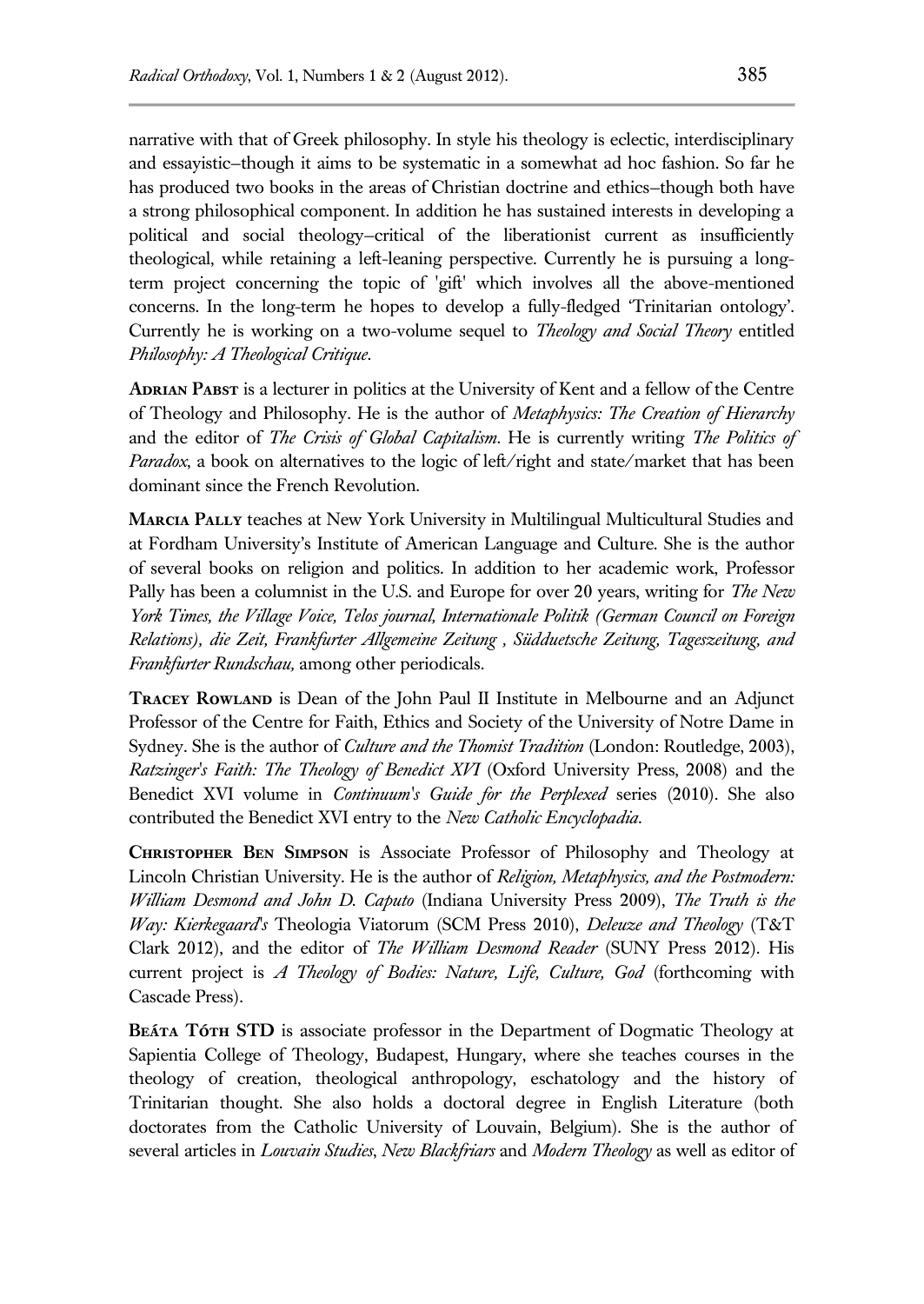narrative with that of Greek philosophy. In style his theology is eclectic, interdisciplinary and essayistic–though it aims to be systematic in a somewhat ad hoc fashion. So far he has produced two books in the areas of Christian doctrine and ethics–though both have a strong philosophical component. In addition he has sustained interests in developing a political and social theology–critical of the liberationist current as insufficiently theological, while retaining a left-leaning perspective. Currently he is pursuing a long-term project concerning the topic of 'gift' which involves all the above-mentioned concerns. In the long-term he hopes to develop a fully-fledged 'Trinitarian ontology'. Currently he is working on a two-volume sequel to *Theology and Social Theory* entitled *Philosophy: A Theological Critique*.

**Adrian Pabst** is a lecturer in politics at the University of Kent and a fellow of the Centre of Theology and Philosophy. He is the author of *Metaphysics: The Creation of Hierarchy* and the editor of *The Crisis of Global Capitalism*. He is currently writing *The Politics of Paradox*, a book on alternatives to the logic of left/right and state/market that has been dominant since the French Revolution.

**Marcia Pally** teaches at New York University in Multilingual Multicultural Studies and at Fordham University's Institute of American Language and Culture. She is the author of several books on religion and politics. In addition to her academic work, Professor Pally has been a columnist in the U.S. and Europe for over 20 years, writing for *The New York Times, the Village Voice, Telos journal, Internationale Politik (German Council on Foreign Relations), die Zeit, Frankfurter Allgemeine Zeitung , Südduetsche Zeitung, Tageszeitung, and Frankfurter Rundschau,* among other periodicals.

**Tracey Rowland** is Dean of the John Paul II Institute in Melbourne and an Adjunct Professor of the Centre for Faith, Ethics and Society of the University of Notre Dame in Sydney. She is the author of *Culture and the Thomist Tradition* (London: Routledge, 2003), *Ratzinger's Faith: The Theology of Benedict XVI* (Oxford University Press, 2008) and the Benedict XVI volume in *Continuum's Guide for the Perplexed* series (2010). She also contributed the Benedict XVI entry to the *New Catholic Encyclopadia*.

**Christopher Ben Simpson** is Associate Professor of Philosophy and Theology at Lincoln Christian University. He is the author of *Religion, Metaphysics, and the Postmodern: William Desmond and John D. Caputo* (Indiana University Press 2009), *The Truth is the Way: Kierkegaard's* Theologia Viatorum (SCM Press 2010), *Deleuze and Theology* (T&T Clark 2012), and the editor of *The William Desmond Reader* (SUNY Press 2012). His current project is *A Theology of Bodies: Nature, Life, Culture, God* (forthcoming with Cascade Press).

**Beáta Tóth STD** is associate professor in the Department of Dogmatic Theology at Sapientia College of Theology, Budapest, Hungary, where she teaches courses in the theology of creation, theological anthropology, eschatology and the history of Trinitarian thought. She also holds a doctoral degree in English Literature (both doctorates from the Catholic University of Louvain, Belgium). She is the author of several articles in *Louvain Studies*, *New Blackfriars* and *Modern Theology* as well as editor of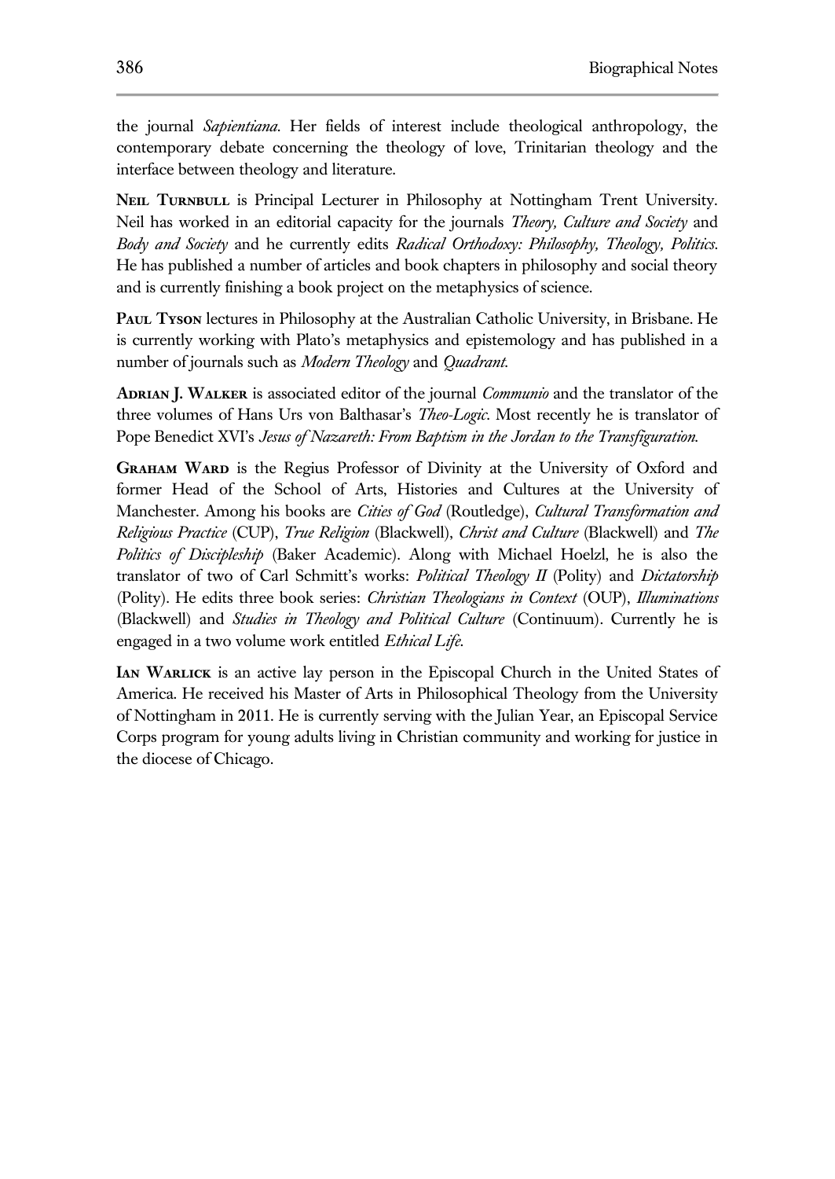the journal *Sapientiana*. Her fields of interest include theological anthropology, the contemporary debate concerning the theology of love, Trinitarian theology and the interface between theology and literature.

**Neil Turnbull** is Principal Lecturer in Philosophy at Nottingham Trent University. Neil has worked in an editorial capacity for the journals *Theory, Culture and Society* and *Body and Society* and he currently edits *Radical Orthodoxy: Philosophy, Theology, Politics*. He has published a number of articles and book chapters in philosophy and social theory and is currently finishing a book project on the metaphysics of science.

**Paul Tyson** lectures in Philosophy at the Australian Catholic University, in Brisbane. He is currently working with Plato's metaphysics and epistemology and has published in a number of journals such as *Modern Theology* and *Quadrant*.

**Adrian J. Walker** is associated editor of the journal *Communio* and the translator of the three volumes of Hans Urs von Balthasar's *Theo-Logic*. Most recently he is translator of Pope Benedict XVI's *Jesus of Nazareth: From Baptism in the Jordan to the Transfiguration*.

**Graham Ward** is the Regius Professor of Divinity at the University of Oxford and former Head of the School of Arts, Histories and Cultures at the University of Manchester. Among his books are *Cities of God* (Routledge), *Cultural Transformation and Religious Practice* (CUP), *True Religion* (Blackwell), *Christ and Culture* (Blackwell) and *The Politics of Discipleship* (Baker Academic). Along with Michael Hoelzl, he is also the translator of two of Carl Schmitt's works: *Political Theology II* (Polity) and *Dictatorship* (Polity). He edits three book series: *Christian Theologians in Context* (OUP), *Illuminations* (Blackwell) and *Studies in Theology and Political Culture* (Continuum). Currently he is engaged in a two volume work entitled *Ethical Life*.

**Ian Warlick** is an active lay person in the Episcopal Church in the United States of America. He received his Master of Arts in Philosophical Theology from the University of Nottingham in 2011. He is currently serving with the Julian Year, an Episcopal Service Corps program for young adults living in Christian community and working for justice in the diocese of Chicago.